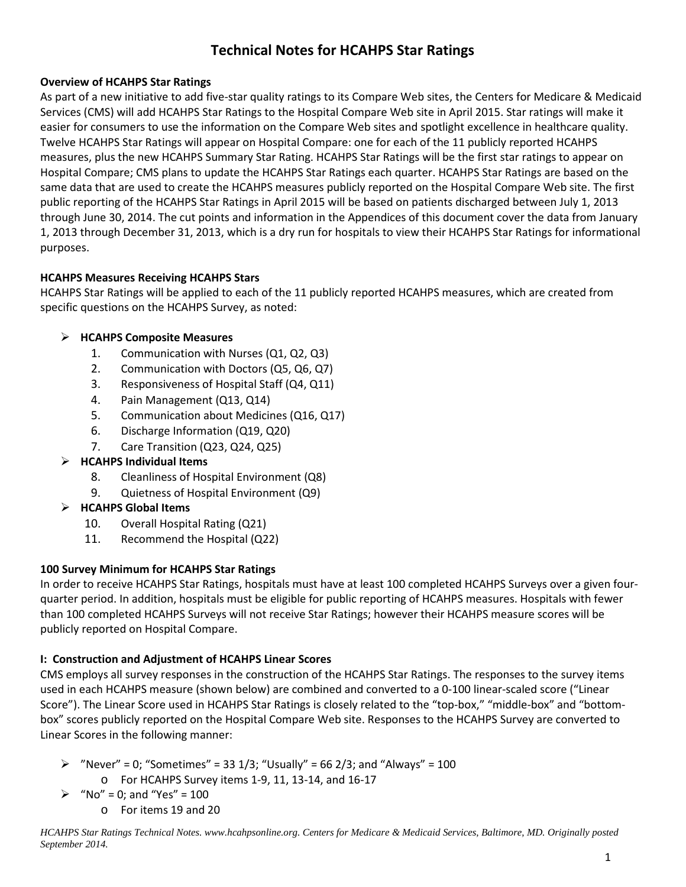# Technical Notes for HCAHPS Star Ratings

**Overview of HCAHPS Star Ratings**

As part of a new initiative to add five-star quality ratings to its Compare Web sites, the Centers for Medicare & Medicaid Services (CMS) will add HCAHPS Star Ratings to the Hospital Compare Web site in April 2015. Star ratings will make it easier for consumers to use the information on the Compare Web sites and spotlight excellence in healthcare quality. Twelve HCAHPS Star Ratings will appear on Hospital Compare: one for each of the 11 publicly reported HCAHPS measures, plus the new HCAHPS Summary Star Rating. HCAHPS Star Ratings will be the first star ratings to appear on Hospital Compare; CMS plans to update the HCAHPS Star Ratings each quarter. HCAHPS Star Ratings are based on the same data that are used to create the HCAHPS measures publicly reported on the Hospital Compare Web site. The first public reporting of the HCAHPS Star Ratings in April 2015 will be based on patients discharged between July 1, 2013 through June 30, 2014. The cut points and information in the Appendices of this document cover the data from January 1, 2013 through December 31, 2013, which is a dry run for hospitals to view their HCAHPS Star Ratings for informational purposes.

**HCAHPS Measures Receiving HCAHPS Stars**

HCAHPS Star Ratings will be applied to each of the 11 publicly reported HCAHPS measures, which are created from specific questions on the HCAHPS Survey, as noted:

- **HCAHPS Composite Measures**
  1. Communication with Nurses (Q1, Q2, Q3)
  2. Communication with Doctors (Q5, Q6, Q7)
  3. Responsiveness of Hospital Staff (Q4, Q11)
  4. Pain Management (Q13, Q14)
  5. Communication about Medicines (Q16, Q17)
  6. Discharge Information (Q19, Q20)
  7. Care Transition (Q23, Q24, Q25)
- **HCAHPS Individual Items**
  8. Cleanliness of Hospital Environment (Q8)
  9. Quietness of Hospital Environment (Q9)
- **HCAHPS Global Items**
  10. Overall Hospital Rating (Q21)
  11. Recommend the Hospital (Q22)

**100 Survey Minimum for HCAHPS Star Ratings**

In order to receive HCAHPS Star Ratings, hospitals must have at least 100 completed HCAHPS Surveys over a given four-quarter period. In addition, hospitals must be eligible for public reporting of HCAHPS measures. Hospitals with fewer than 100 completed HCAHPS Surveys will not receive Star Ratings; however their HCAHPS measure scores will be publicly reported on Hospital Compare.

**I: Construction and Adjustment of HCAHPS Linear Scores**

CMS employs all survey responses in the construction of the HCAHPS Star Ratings. The responses to the survey items used in each HCAHPS measure (shown below) are combined and converted to a 0-100 linear-scaled score ("Linear Score"). The Linear Score used in HCAHPS Star Ratings is closely related to the "top-box," "middle-box" and "bottom-box" scores publicly reported on the Hospital Compare Web site. Responses to the HCAHPS Survey are converted to Linear Scores in the following manner:

- "Never" = 0; "Sometimes" = 33 1/3; "Usually" = 66 2/3; and "Always" = 100
  - For HCAHPS Survey items 1-9, 11, 13-14, and 16-17
- "No" = 0; and "Yes" = 100
  - For items 19 and 20

*HCAHPS Star Ratings Technical Notes. www.hcahpsonline.org. Centers for Medicare & Medicaid Services, Baltimore, MD. Originally posted September 2014.*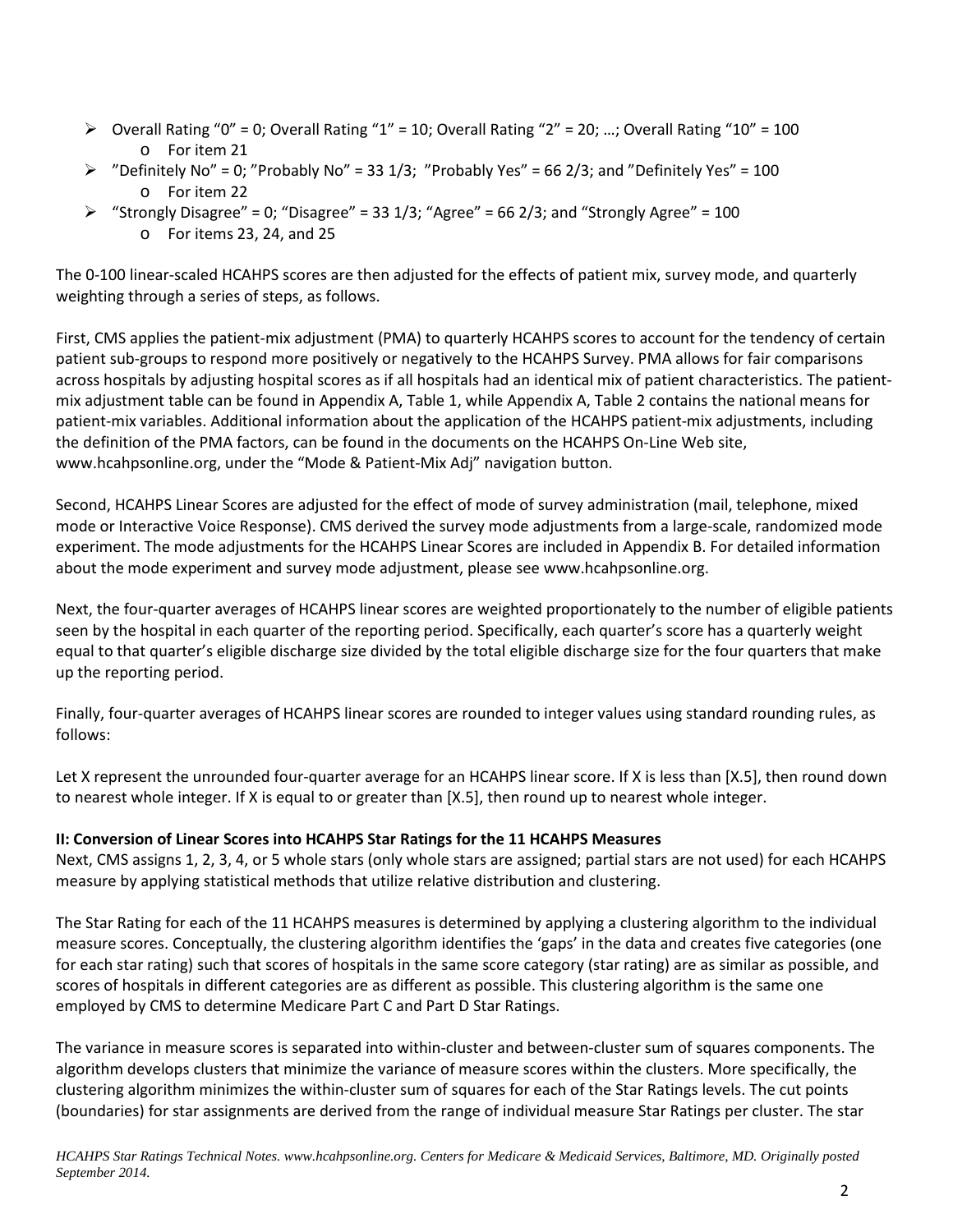- Overall Rating “0” = 0; Overall Rating “1” = 10; Overall Rating “2” = 20; …; Overall Rating “10” = 100
  - For item 21
- ”Definitely No” = 0; ”Probably No” = 33 1/3; ”Probably Yes” = 66 2/3; and ”Definitely Yes” = 100
  - For item 22
- “Strongly Disagree” = 0; “Disagree” = 33 1/3; “Agree” = 66 2/3; and “Strongly Agree” = 100
  - For items 23, 24, and 25

The 0-100 linear-scaled HCAHPS scores are then adjusted for the effects of patient mix, survey mode, and quarterly weighting through a series of steps, as follows.

First, CMS applies the patient-mix adjustment (PMA) to quarterly HCAHPS scores to account for the tendency of certain patient sub-groups to respond more positively or negatively to the HCAHPS Survey. PMA allows for fair comparisons across hospitals by adjusting hospital scores as if all hospitals had an identical mix of patient characteristics. The patient-mix adjustment table can be found in Appendix A, Table 1, while Appendix A, Table 2 contains the national means for patient-mix variables. Additional information about the application of the HCAHPS patient-mix adjustments, including the definition of the PMA factors, can be found in the documents on the HCAHPS On-Line Web site, www.hcahpsonline.org, under the “Mode & Patient-Mix Adj” navigation button.

Second, HCAHPS Linear Scores are adjusted for the effect of mode of survey administration (mail, telephone, mixed mode or Interactive Voice Response). CMS derived the survey mode adjustments from a large-scale, randomized mode experiment. The mode adjustments for the HCAHPS Linear Scores are included in Appendix B. For detailed information about the mode experiment and survey mode adjustment, please see www.hcahpsonline.org.

Next, the four-quarter averages of HCAHPS linear scores are weighted proportionately to the number of eligible patients seen by the hospital in each quarter of the reporting period. Specifically, each quarter’s score has a quarterly weight equal to that quarter’s eligible discharge size divided by the total eligible discharge size for the four quarters that make up the reporting period.

Finally, four-quarter averages of HCAHPS linear scores are rounded to integer values using standard rounding rules, as follows:

Let X represent the unrounded four-quarter average for an HCAHPS linear score. If X is less than [X.5], then round down to nearest whole integer. If X is equal to or greater than [X.5], then round up to nearest whole integer.

**II: Conversion of Linear Scores into HCAHPS Star Ratings for the 11 HCAHPS Measures**

Next, CMS assigns 1, 2, 3, 4, or 5 whole stars (only whole stars are assigned; partial stars are not used) for each HCAHPS measure by applying statistical methods that utilize relative distribution and clustering.

The Star Rating for each of the 11 HCAHPS measures is determined by applying a clustering algorithm to the individual measure scores. Conceptually, the clustering algorithm identifies the ‘gaps’ in the data and creates five categories (one for each star rating) such that scores of hospitals in the same score category (star rating) are as similar as possible, and scores of hospitals in different categories are as different as possible. This clustering algorithm is the same one employed by CMS to determine Medicare Part C and Part D Star Ratings.

The variance in measure scores is separated into within-cluster and between-cluster sum of squares components. The algorithm develops clusters that minimize the variance of measure scores within the clusters. More specifically, the clustering algorithm minimizes the within-cluster sum of squares for each of the Star Ratings levels. The cut points (boundaries) for star assignments are derived from the range of individual measure Star Ratings per cluster. The star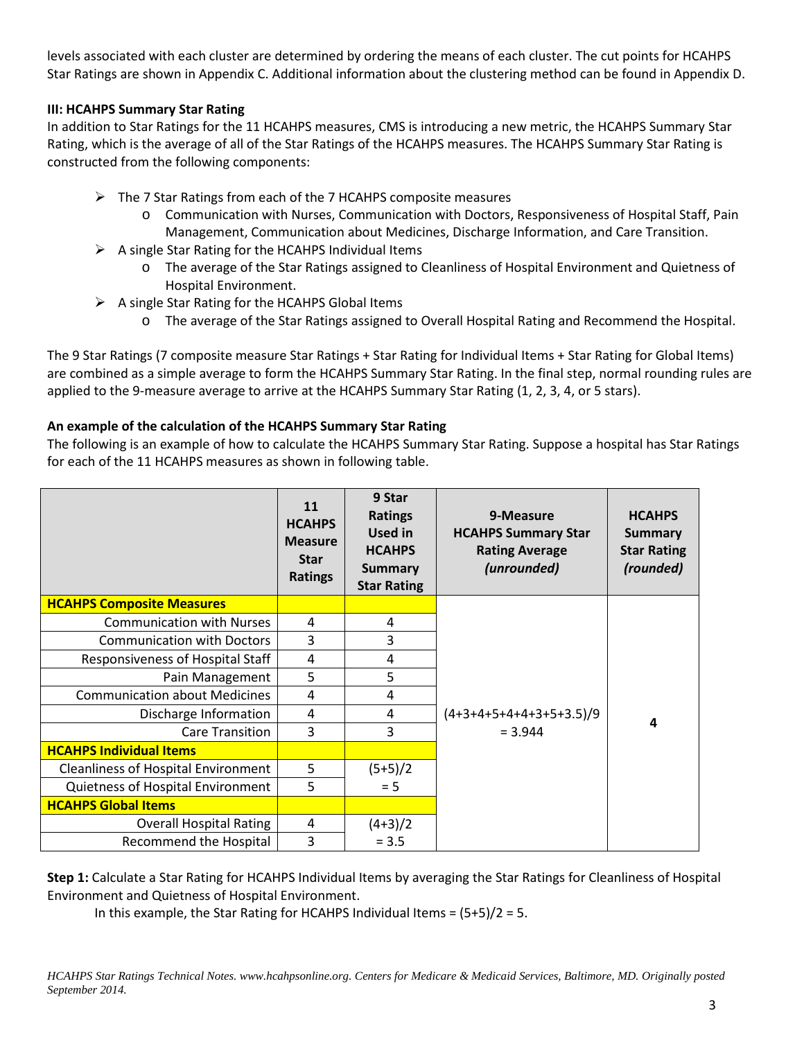levels associated with each cluster are determined by ordering the means of each cluster. The cut points for HCAHPS Star Ratings are shown in Appendix C. Additional information about the clustering method can be found in Appendix D.

**III: HCAHPS Summary Star Rating**

In addition to Star Ratings for the 11 HCAHPS measures, CMS is introducing a new metric, the HCAHPS Summary Star Rating, which is the average of all of the Star Ratings of the HCAHPS measures. The HCAHPS Summary Star Rating is constructed from the following components:

- The 7 Star Ratings from each of the 7 HCAHPS composite measures
  - Communication with Nurses, Communication with Doctors, Responsiveness of Hospital Staff, Pain Management, Communication about Medicines, Discharge Information, and Care Transition.
- A single Star Rating for the HCAHPS Individual Items
  - The average of the Star Ratings assigned to Cleanliness of Hospital Environment and Quietness of Hospital Environment.
- A single Star Rating for the HCAHPS Global Items
  - The average of the Star Ratings assigned to Overall Hospital Rating and Recommend the Hospital.

The 9 Star Ratings (7 composite measure Star Ratings + Star Rating for Individual Items + Star Rating for Global Items) are combined as a simple average to form the HCAHPS Summary Star Rating. In the final step, normal rounding rules are applied to the 9-measure average to arrive at the HCAHPS Summary Star Rating (1, 2, 3, 4, or 5 stars).

**An example of the calculation of the HCAHPS Summary Star Rating**

The following is an example of how to calculate the HCAHPS Summary Star Rating. Suppose a hospital has Star Ratings for each of the 11 HCAHPS measures as shown in following table.

| | 11 HCAHPS Measure Star Ratings | 9 Star Ratings Used in HCAHPS Summary Star Rating | 9-Measure HCAHPS Summary Star Rating Average *(unrounded)* | HCAHPS Summary Star Rating *(rounded)* |
|---|---|---|---|---|
| **HCAHPS Composite Measures** | | | (4+3+4+5+4+4+3+5+3.5)/9 = 3.944 | 4 |
| Communication with Nurses | 4 | 4 | | |
| Communication with Doctors | 3 | 3 | | |
| Responsiveness of Hospital Staff | 4 | 4 | | |
| Pain Management | 5 | 5 | | |
| Communication about Medicines | 4 | 4 | | |
| Discharge Information | 4 | 4 | | |
| Care Transition | 3 | 3 | | |
| **HCAHPS Individual Items** | | | | |
| Cleanliness of Hospital Environment | 5 | (5+5)/2 = 5 | | |
| Quietness of Hospital Environment | 5 | | | |
| **HCAHPS Global Items** | | | | |
| Overall Hospital Rating | 4 | (4+3)/2 = 3.5 | | |
| Recommend the Hospital | 3 | | | |

**Step 1:** Calculate a Star Rating for HCAHPS Individual Items by averaging the Star Ratings for Cleanliness of Hospital Environment and Quietness of Hospital Environment.

In this example, the Star Rating for HCAHPS Individual Items = (5+5)/2 = 5.

*HCAHPS Star Ratings Technical Notes. www.hcahpsonline.org. Centers for Medicare & Medicaid Services, Baltimore, MD. Originally posted September 2014.*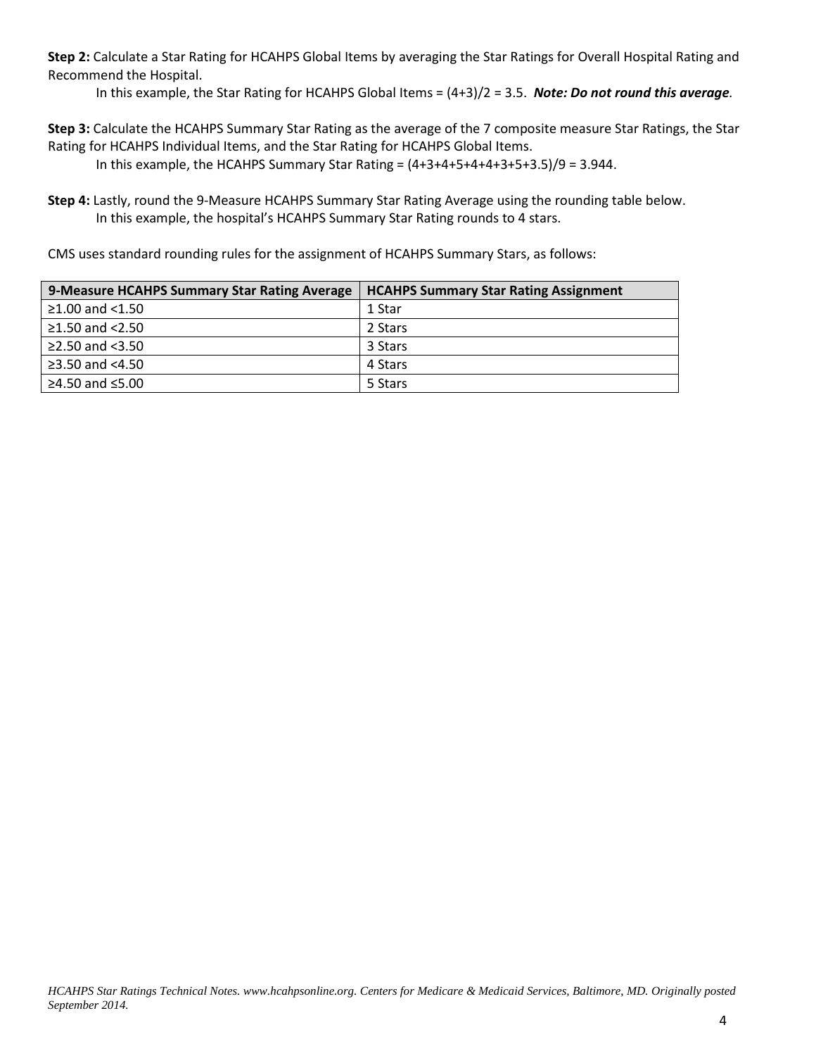**Step 2:** Calculate a Star Rating for HCAHPS Global Items by averaging the Star Ratings for Overall Hospital Rating and Recommend the Hospital.

In this example, the Star Rating for HCAHPS Global Items = (4+3)/2 = 3.5. ***Note: Do not round this average.***

**Step 3:** Calculate the HCAHPS Summary Star Rating as the average of the 7 composite measure Star Ratings, the Star Rating for HCAHPS Individual Items, and the Star Rating for HCAHPS Global Items.

In this example, the HCAHPS Summary Star Rating = (4+3+4+5+4+4+3+5+3.5)/9 = 3.944.

**Step 4:** Lastly, round the 9-Measure HCAHPS Summary Star Rating Average using the rounding table below.

In this example, the hospital's HCAHPS Summary Star Rating rounds to 4 stars.

CMS uses standard rounding rules for the assignment of HCAHPS Summary Stars, as follows:

| 9-Measure HCAHPS Summary Star Rating Average | HCAHPS Summary Star Rating Assignment |
| --- | --- |
| ≥1.00 and <1.50 | 1 Star |
| ≥1.50 and <2.50 | 2 Stars |
| ≥2.50 and <3.50 | 3 Stars |
| ≥3.50 and <4.50 | 4 Stars |
| ≥4.50 and ≤5.00 | 5 Stars |

*HCAHPS Star Ratings Technical Notes. www.hcahpsonline.org. Centers for Medicare & Medicaid Services, Baltimore, MD. Originally posted September 2014.*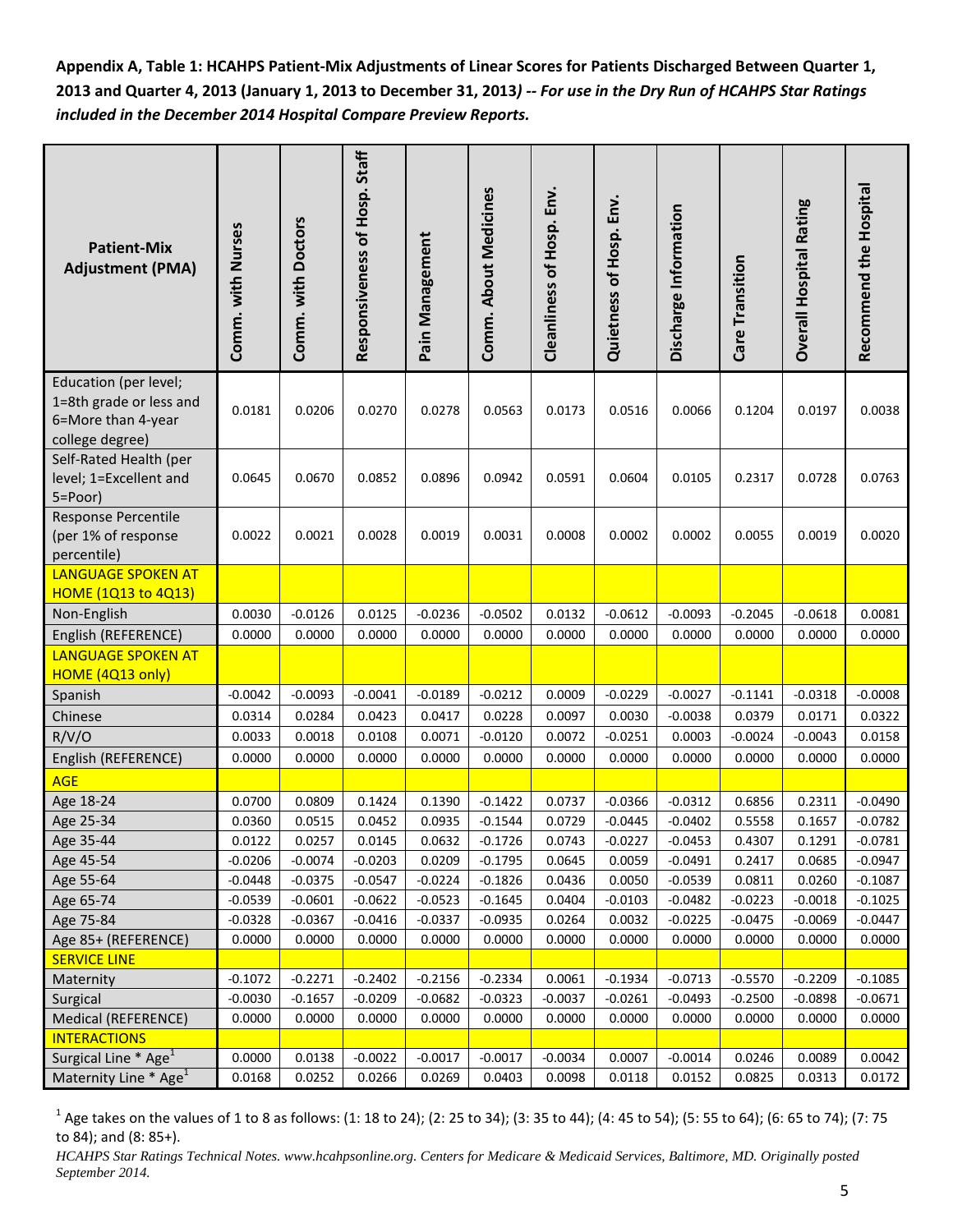**Appendix A, Table 1: HCAHPS Patient-Mix Adjustments of Linear Scores for Patients Discharged Between Quarter 1, 2013 and Quarter 4, 2013 (January 1, 2013 to December 31, 2013) -- *For use in the Dry Run of HCAHPS Star Ratings included in the December 2014 Hospital Compare Preview Reports.***

| Patient-Mix Adjustment (PMA) | Comm. with Nurses | Comm. with Doctors | Responsiveness of Hosp. Staff | Pain Management | Comm. About Medicines | Cleanliness of Hosp. Env. | Quietness of Hosp. Env. | Discharge Information | Care Transition | Overall Hospital Rating | Recommend the Hospital |
|---|---|---|---|---|---|---|---|---|---|---|---|
| Education (per level; 1=8th grade or less and 6=More than 4-year college degree) | 0.0181 | 0.0206 | 0.0270 | 0.0278 | 0.0563 | 0.0173 | 0.0516 | 0.0066 | 0.1204 | 0.0197 | 0.0038 |
| Self-Rated Health (per level; 1=Excellent and 5=Poor) | 0.0645 | 0.0670 | 0.0852 | 0.0896 | 0.0942 | 0.0591 | 0.0604 | 0.0105 | 0.2317 | 0.0728 | 0.0763 |
| Response Percentile (per 1% of response percentile) | 0.0022 | 0.0021 | 0.0028 | 0.0019 | 0.0031 | 0.0008 | 0.0002 | 0.0002 | 0.0055 | 0.0019 | 0.0020 |
| LANGUAGE SPOKEN AT HOME (1Q13 to 4Q13) | | | | | | | | | | | |
| Non-English | 0.0030 | -0.0126 | 0.0125 | -0.0236 | -0.0502 | 0.0132 | -0.0612 | -0.0093 | -0.2045 | -0.0618 | 0.0081 |
| English (REFERENCE) | 0.0000 | 0.0000 | 0.0000 | 0.0000 | 0.0000 | 0.0000 | 0.0000 | 0.0000 | 0.0000 | 0.0000 | 0.0000 |
| LANGUAGE SPOKEN AT HOME (4Q13 only) | | | | | | | | | | | |
| Spanish | -0.0042 | -0.0093 | -0.0041 | -0.0189 | -0.0212 | 0.0009 | -0.0229 | -0.0027 | -0.1141 | -0.0318 | -0.0008 |
| Chinese | 0.0314 | 0.0284 | 0.0423 | 0.0417 | 0.0228 | 0.0097 | 0.0030 | -0.0038 | 0.0379 | 0.0171 | 0.0322 |
| R/V/O | 0.0033 | 0.0018 | 0.0108 | 0.0071 | -0.0120 | 0.0072 | -0.0251 | 0.0003 | -0.0024 | -0.0043 | 0.0158 |
| English (REFERENCE) | 0.0000 | 0.0000 | 0.0000 | 0.0000 | 0.0000 | 0.0000 | 0.0000 | 0.0000 | 0.0000 | 0.0000 | 0.0000 |
| AGE | | | | | | | | | | | |
| Age 18-24 | 0.0700 | 0.0809 | 0.1424 | 0.1390 | -0.1422 | 0.0737 | -0.0366 | -0.0312 | 0.6856 | 0.2311 | -0.0490 |
| Age 25-34 | 0.0360 | 0.0515 | 0.0452 | 0.0935 | -0.1544 | 0.0729 | -0.0445 | -0.0402 | 0.5558 | 0.1657 | -0.0782 |
| Age 35-44 | 0.0122 | 0.0257 | 0.0145 | 0.0632 | -0.1726 | 0.0743 | -0.0227 | -0.0453 | 0.4307 | 0.1291 | -0.0781 |
| Age 45-54 | -0.0206 | -0.0074 | -0.0203 | 0.0209 | -0.1795 | 0.0645 | 0.0059 | -0.0491 | 0.2417 | 0.0685 | -0.0947 |
| Age 55-64 | -0.0448 | -0.0375 | -0.0547 | -0.0224 | -0.1826 | 0.0436 | 0.0050 | -0.0539 | 0.0811 | 0.0260 | -0.1087 |
| Age 65-74 | -0.0539 | -0.0601 | -0.0622 | -0.0523 | -0.1645 | 0.0404 | -0.0103 | -0.0482 | -0.0223 | -0.0018 | -0.1025 |
| Age 75-84 | -0.0328 | -0.0367 | -0.0416 | -0.0337 | -0.0935 | 0.0264 | 0.0032 | -0.0225 | -0.0475 | -0.0069 | -0.0447 |
| Age 85+ (REFERENCE) | 0.0000 | 0.0000 | 0.0000 | 0.0000 | 0.0000 | 0.0000 | 0.0000 | 0.0000 | 0.0000 | 0.0000 | 0.0000 |
| SERVICE LINE | | | | | | | | | | | |
| Maternity | -0.1072 | -0.2271 | -0.2402 | -0.2156 | -0.2334 | 0.0061 | -0.1934 | -0.0713 | -0.5570 | -0.2209 | -0.1085 |
| Surgical | -0.0030 | -0.1657 | -0.0209 | -0.0682 | -0.0323 | -0.0037 | -0.0261 | -0.0493 | -0.2500 | -0.0898 | -0.0671 |
| Medical (REFERENCE) | 0.0000 | 0.0000 | 0.0000 | 0.0000 | 0.0000 | 0.0000 | 0.0000 | 0.0000 | 0.0000 | 0.0000 | 0.0000 |
| INTERACTIONS | | | | | | | | | | | |
| Surgical Line * Age[1] | 0.0000 | 0.0138 | -0.0022 | -0.0017 | -0.0017 | -0.0034 | 0.0007 | -0.0014 | 0.0246 | 0.0089 | 0.0042 |
| Maternity Line * Age[1] | 0.0168 | 0.0252 | 0.0266 | 0.0269 | 0.0403 | 0.0098 | 0.0118 | 0.0152 | 0.0825 | 0.0313 | 0.0172 |

[1] Age takes on the values of 1 to 8 as follows: (1: 18 to 24); (2: 25 to 34); (3: 35 to 44); (4: 45 to 54); (5: 55 to 64); (6: 65 to 74); (7: 75 to 84); and (8: 85+).

*HCAHPS Star Ratings Technical Notes. www.hcahpsonline.org. Centers for Medicare & Medicaid Services, Baltimore, MD. Originally posted September 2014.*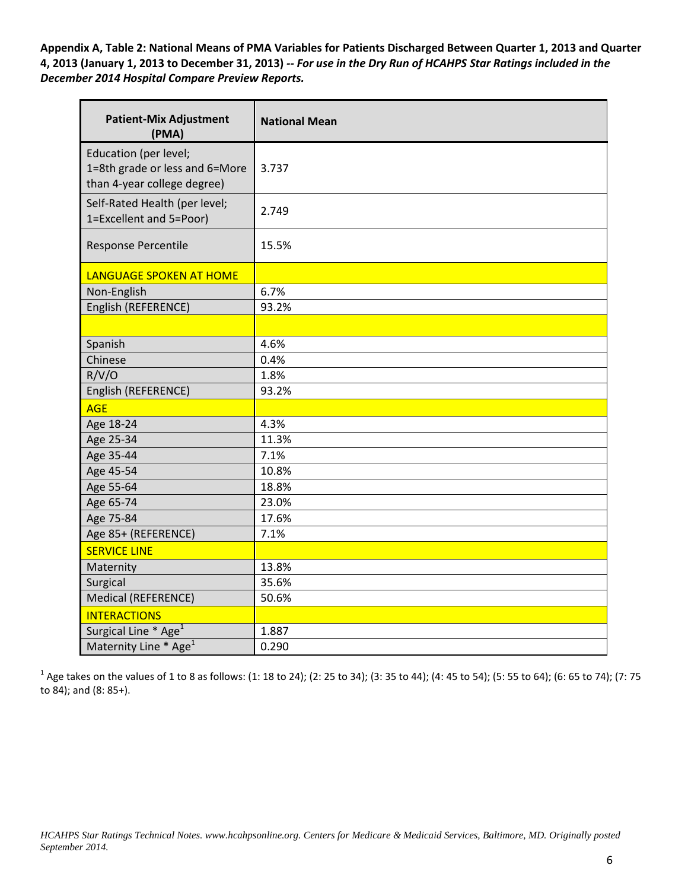**Appendix A, Table 2: National Means of PMA Variables for Patients Discharged Between Quarter 1, 2013 and Quarter 4, 2013 (January 1, 2013 to December 31, 2013) --** ***For use in the Dry Run of HCAHPS Star Ratings included in the December 2014 Hospital Compare Preview Reports.***

| Patient-Mix Adjustment (PMA) | National Mean |
|---|---|
| Education (per level; 1=8th grade or less and 6=More than 4-year college degree) | 3.737 |
| Self-Rated Health (per level; 1=Excellent and 5=Poor) | 2.749 |
| Response Percentile | 15.5% |
| LANGUAGE SPOKEN AT HOME | |
| Non-English | 6.7% |
| English (REFERENCE) | 93.2% |
| | |
| Spanish | 4.6% |
| Chinese | 0.4% |
| R/V/O | 1.8% |
| English (REFERENCE) | 93.2% |
| AGE | |
| Age 18-24 | 4.3% |
| Age 25-34 | 11.3% |
| Age 35-44 | 7.1% |
| Age 45-54 | 10.8% |
| Age 55-64 | 18.8% |
| Age 65-74 | 23.0% |
| Age 75-84 | 17.6% |
| Age 85+ (REFERENCE) | 7.1% |
| SERVICE LINE | |
| Maternity | 13.8% |
| Surgical | 35.6% |
| Medical (REFERENCE) | 50.6% |
| INTERACTIONS | |
| Surgical Line * Age[1] | 1.887 |
| Maternity Line * Age[1] | 0.290 |

[1] Age takes on the values of 1 to 8 as follows: (1: 18 to 24); (2: 25 to 34); (3: 35 to 44); (4: 45 to 54); (5: 55 to 64); (6: 65 to 74); (7: 75 to 84); and (8: 85+).

*HCAHPS Star Ratings Technical Notes. www.hcahpsonline.org. Centers for Medicare & Medicaid Services, Baltimore, MD. Originally posted September 2014.*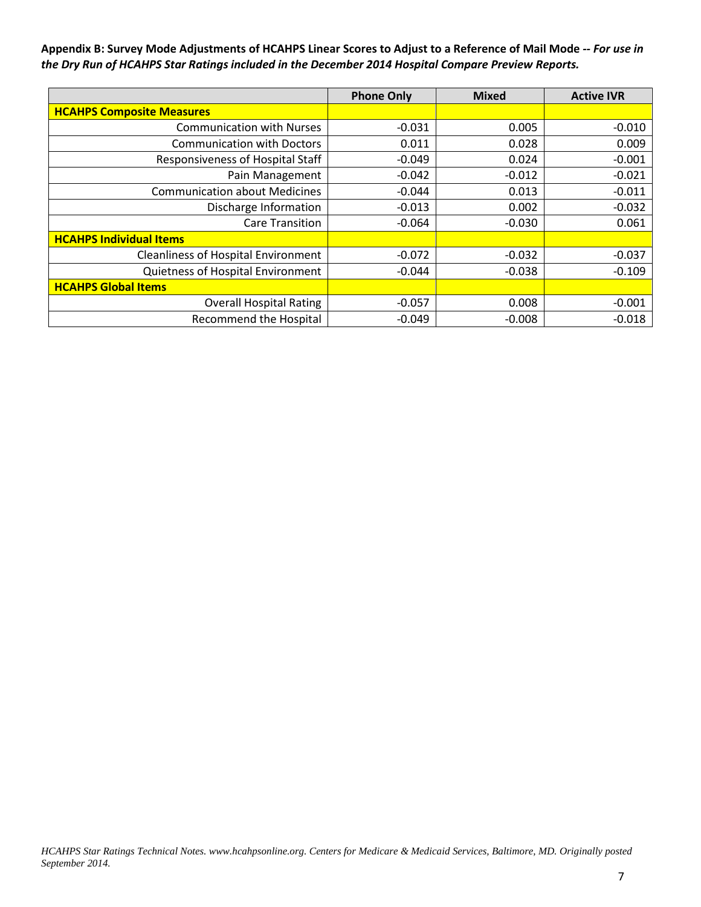**Appendix B: Survey Mode Adjustments of HCAHPS Linear Scores to Adjust to a Reference of Mail Mode --** ***For use in the Dry Run of HCAHPS Star Ratings included in the December 2014 Hospital Compare Preview Reports.***

| | Phone Only | Mixed | Active IVR |
|---|---|---|---|
| **HCAHPS Composite Measures** | | | |
| Communication with Nurses | -0.031 | 0.005 | -0.010 |
| Communication with Doctors | 0.011 | 0.028 | 0.009 |
| Responsiveness of Hospital Staff | -0.049 | 0.024 | -0.001 |
| Pain Management | -0.042 | -0.012 | -0.021 |
| Communication about Medicines | -0.044 | 0.013 | -0.011 |
| Discharge Information | -0.013 | 0.002 | -0.032 |
| Care Transition | -0.064 | -0.030 | 0.061 |
| **HCAHPS Individual Items** | | | |
| Cleanliness of Hospital Environment | -0.072 | -0.032 | -0.037 |
| Quietness of Hospital Environment | -0.044 | -0.038 | -0.109 |
| **HCAHPS Global Items** | | | |
| Overall Hospital Rating | -0.057 | 0.008 | -0.001 |
| Recommend the Hospital | -0.049 | -0.008 | -0.018 |

*HCAHPS Star Ratings Technical Notes. www.hcahpsonline.org. Centers for Medicare & Medicaid Services, Baltimore, MD. Originally posted September 2014.*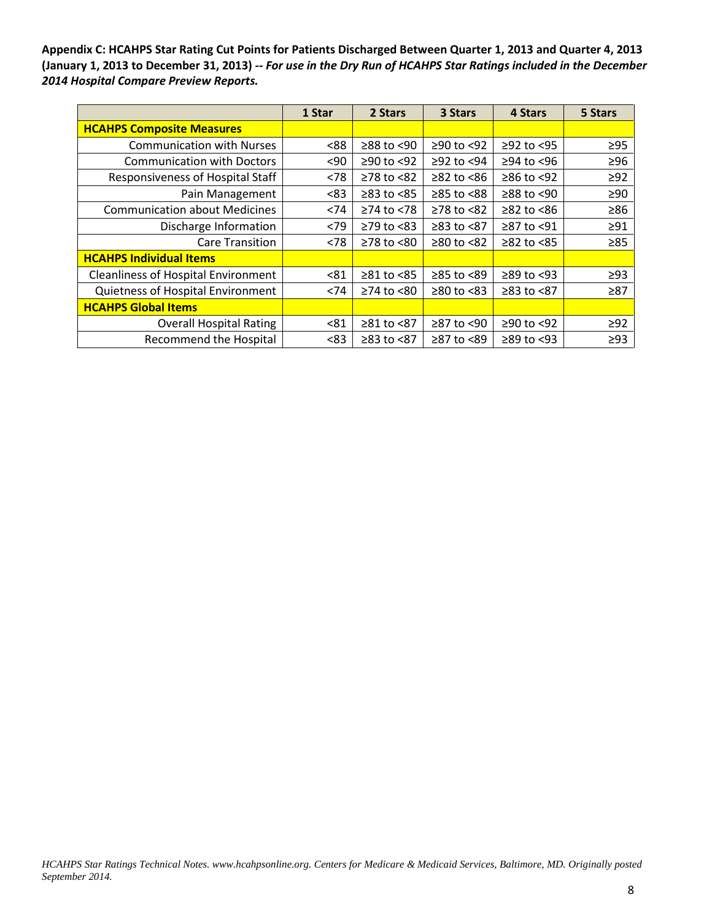**Appendix C: HCAHPS Star Rating Cut Points for Patients Discharged Between Quarter 1, 2013 and Quarter 4, 2013 (January 1, 2013 to December 31, 2013) --** ***For use in the Dry Run of HCAHPS Star Ratings included in the December 2014 Hospital Compare Preview Reports.***

| | 1 Star | 2 Stars | 3 Stars | 4 Stars | 5 Stars |
|---|---|---|---|---|---|
| **HCAHPS Composite Measures** | | | | | |
| Communication with Nurses | <88 | ≥88 to <90 | ≥90 to <92 | ≥92 to <95 | ≥95 |
| Communication with Doctors | <90 | ≥90 to <92 | ≥92 to <94 | ≥94 to <96 | ≥96 |
| Responsiveness of Hospital Staff | <78 | ≥78 to <82 | ≥82 to <86 | ≥86 to <92 | ≥92 |
| Pain Management | <83 | ≥83 to <85 | ≥85 to <88 | ≥88 to <90 | ≥90 |
| Communication about Medicines | <74 | ≥74 to <78 | ≥78 to <82 | ≥82 to <86 | ≥86 |
| Discharge Information | <79 | ≥79 to <83 | ≥83 to <87 | ≥87 to <91 | ≥91 |
| Care Transition | <78 | ≥78 to <80 | ≥80 to <82 | ≥82 to <85 | ≥85 |
| **HCAHPS Individual Items** | | | | | |
| Cleanliness of Hospital Environment | <81 | ≥81 to <85 | ≥85 to <89 | ≥89 to <93 | ≥93 |
| Quietness of Hospital Environment | <74 | ≥74 to <80 | ≥80 to <83 | ≥83 to <87 | ≥87 |
| **HCAHPS Global Items** | | | | | |
| Overall Hospital Rating | <81 | ≥81 to <87 | ≥87 to <90 | ≥90 to <92 | ≥92 |
| Recommend the Hospital | <83 | ≥83 to <87 | ≥87 to <89 | ≥89 to <93 | ≥93 |

*HCAHPS Star Ratings Technical Notes. www.hcahpsonline.org. Centers for Medicare & Medicaid Services, Baltimore, MD. Originally posted September 2014.*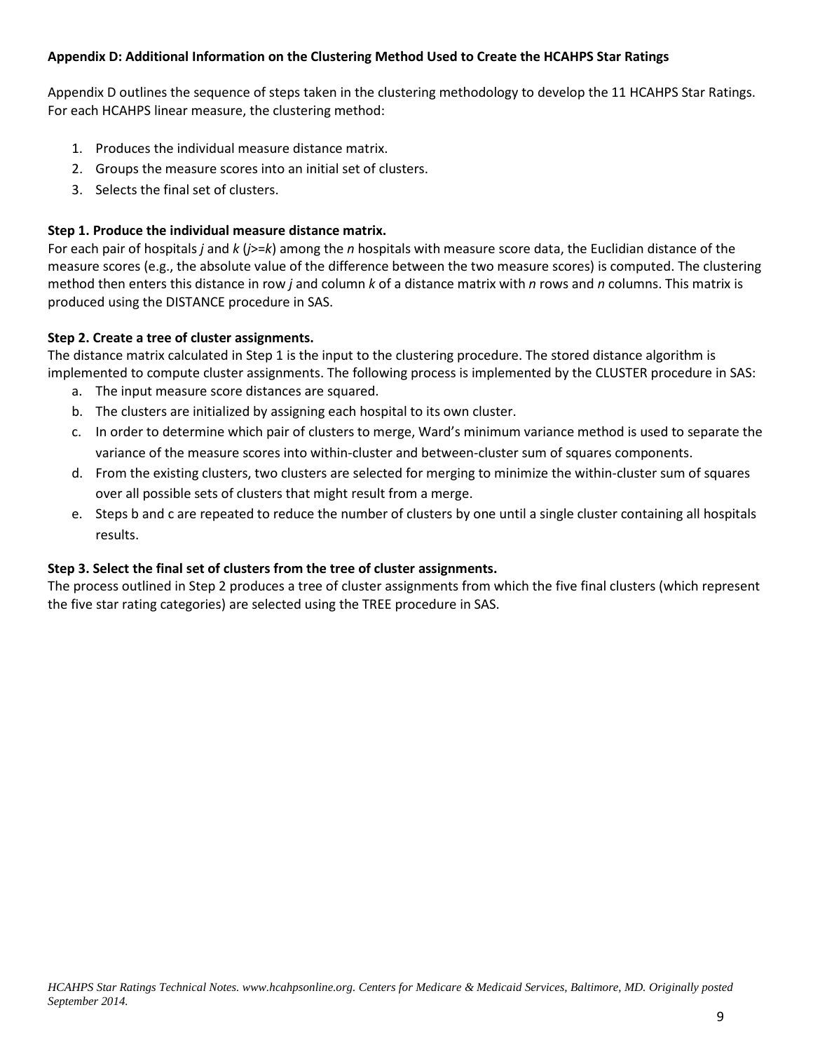**Appendix D: Additional Information on the Clustering Method Used to Create the HCAHPS Star Ratings**

Appendix D outlines the sequence of steps taken in the clustering methodology to develop the 11 HCAHPS Star Ratings. For each HCAHPS linear measure, the clustering method:

1. Produces the individual measure distance matrix.
2. Groups the measure scores into an initial set of clusters.
3. Selects the final set of clusters.

**Step 1. Produce the individual measure distance matrix.**

For each pair of hospitals *j* and *k* (*j*>=*k*) among the *n* hospitals with measure score data, the Euclidian distance of the measure scores (e.g., the absolute value of the difference between the two measure scores) is computed. The clustering method then enters this distance in row *j* and column *k* of a distance matrix with *n* rows and *n* columns. This matrix is produced using the DISTANCE procedure in SAS.

**Step 2. Create a tree of cluster assignments.**

The distance matrix calculated in Step 1 is the input to the clustering procedure. The stored distance algorithm is implemented to compute cluster assignments. The following process is implemented by the CLUSTER procedure in SAS:

a. The input measure score distances are squared.
b. The clusters are initialized by assigning each hospital to its own cluster.
c. In order to determine which pair of clusters to merge, Ward's minimum variance method is used to separate the variance of the measure scores into within-cluster and between-cluster sum of squares components.
d. From the existing clusters, two clusters are selected for merging to minimize the within-cluster sum of squares over all possible sets of clusters that might result from a merge.
e. Steps b and c are repeated to reduce the number of clusters by one until a single cluster containing all hospitals results.

**Step 3. Select the final set of clusters from the tree of cluster assignments.**

The process outlined in Step 2 produces a tree of cluster assignments from which the five final clusters (which represent the five star rating categories) are selected using the TREE procedure in SAS.